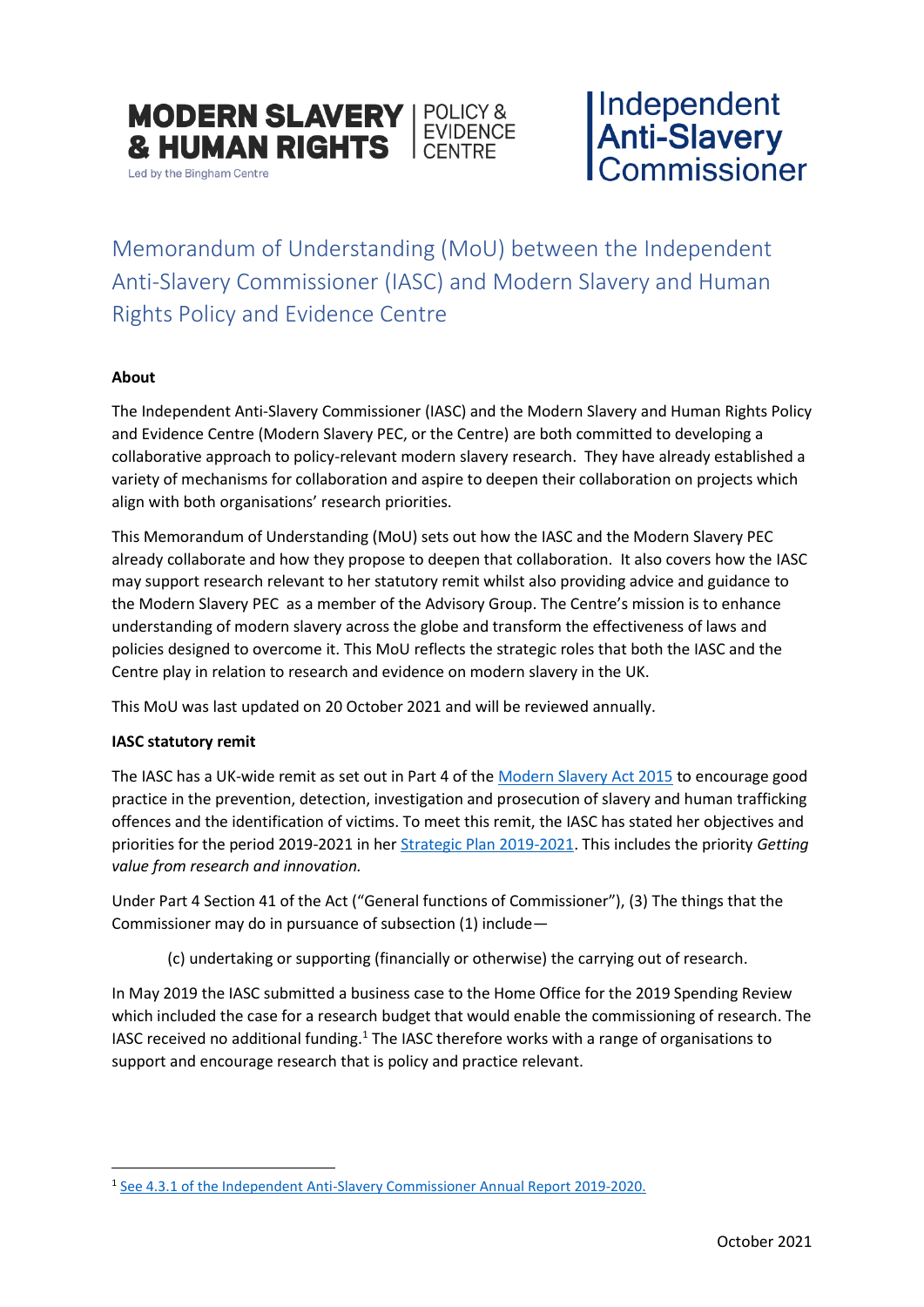MODERN SLAVERY & HUMAN RIGHTS | POLICY & EVIDENCE CENTRE
Led by the Bingham Centre

Independent Anti-Slavery Commissioner

# Memorandum of Understanding (MoU) between the Independent Anti-Slavery Commissioner (IASC) and Modern Slavery and Human Rights Policy and Evidence Centre

**About**

The Independent Anti-Slavery Commissioner (IASC) and the Modern Slavery and Human Rights Policy and Evidence Centre (Modern Slavery PEC, or the Centre) are both committed to developing a collaborative approach to policy-relevant modern slavery research. They have already established a variety of mechanisms for collaboration and aspire to deepen their collaboration on projects which align with both organisations' research priorities.

This Memorandum of Understanding (MoU) sets out how the IASC and the Modern Slavery PEC already collaborate and how they propose to deepen that collaboration. It also covers how the IASC may support research relevant to her statutory remit whilst also providing advice and guidance to the Modern Slavery PEC as a member of the Advisory Group. The Centre's mission is to enhance understanding of modern slavery across the globe and transform the effectiveness of laws and policies designed to overcome it. This MoU reflects the strategic roles that both the IASC and the Centre play in relation to research and evidence on modern slavery in the UK.

This MoU was last updated on 20 October 2021 and will be reviewed annually.

**IASC statutory remit**

The IASC has a UK-wide remit as set out in Part 4 of the Modern Slavery Act 2015 to encourage good practice in the prevention, detection, investigation and prosecution of slavery and human trafficking offences and the identification of victims. To meet this remit, the IASC has stated her objectives and priorities for the period 2019-2021 in her Strategic Plan 2019-2021. This includes the priority *Getting value from research and innovation.*

Under Part 4 Section 41 of the Act ("General functions of Commissioner"), (3) The things that the Commissioner may do in pursuance of subsection (1) include—

> (c) undertaking or supporting (financially or otherwise) the carrying out of research.

In May 2019 the IASC submitted a business case to the Home Office for the 2019 Spending Review which included the case for a research budget that would enable the commissioning of research. The IASC received no additional funding.[1] The IASC therefore works with a range of organisations to support and encourage research that is policy and practice relevant.

---

[1] See 4.3.1 of the Independent Anti-Slavery Commissioner Annual Report 2019-2020.

October 2021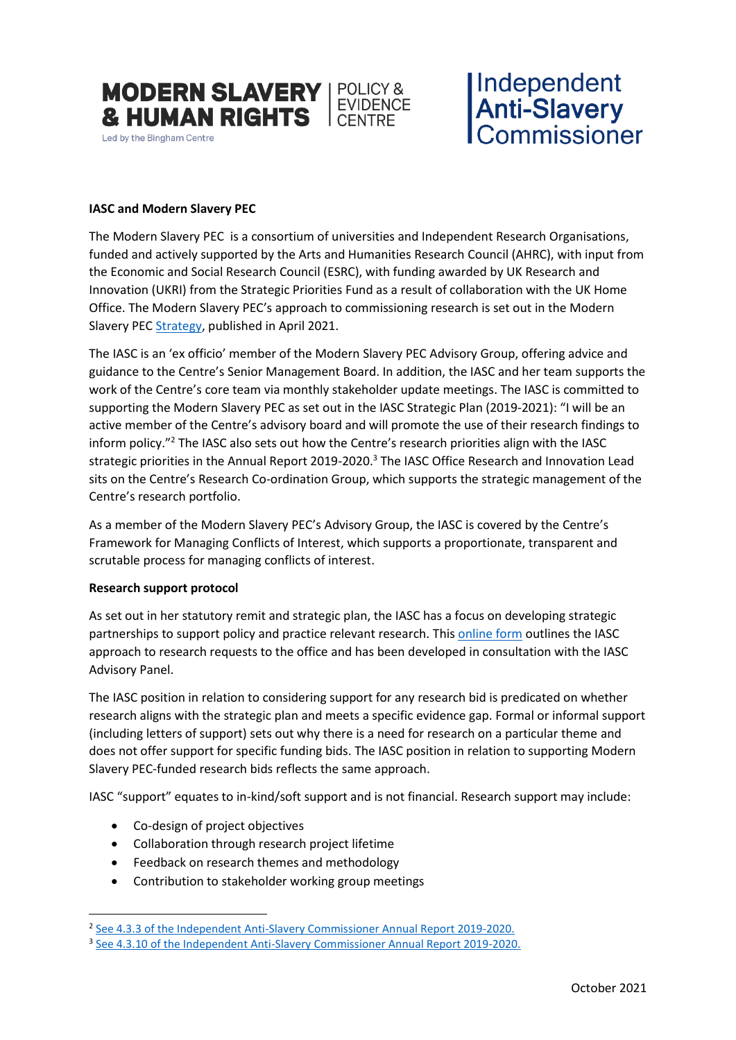**IASC and Modern Slavery PEC**

The Modern Slavery PEC is a consortium of universities and Independent Research Organisations, funded and actively supported by the Arts and Humanities Research Council (AHRC), with input from the Economic and Social Research Council (ESRC), with funding awarded by UK Research and Innovation (UKRI) from the Strategic Priorities Fund as a result of collaboration with the UK Home Office. The Modern Slavery PEC's approach to commissioning research is set out in the Modern Slavery PEC Strategy, published in April 2021.

The IASC is an 'ex officio' member of the Modern Slavery PEC Advisory Group, offering advice and guidance to the Centre's Senior Management Board. In addition, the IASC and her team supports the work of the Centre's core team via monthly stakeholder update meetings. The IASC is committed to supporting the Modern Slavery PEC as set out in the IASC Strategic Plan (2019-2021): "I will be an active member of the Centre's advisory board and will promote the use of their research findings to inform policy."[2] The IASC also sets out how the Centre's research priorities align with the IASC strategic priorities in the Annual Report 2019-2020.[3] The IASC Office Research and Innovation Lead sits on the Centre's Research Co-ordination Group, which supports the strategic management of the Centre's research portfolio.

As a member of the Modern Slavery PEC's Advisory Group, the IASC is covered by the Centre's Framework for Managing Conflicts of Interest, which supports a proportionate, transparent and scrutable process for managing conflicts of interest.

**Research support protocol**

As set out in her statutory remit and strategic plan, the IASC has a focus on developing strategic partnerships to support policy and practice relevant research. This online form outlines the IASC approach to research requests to the office and has been developed in consultation with the IASC Advisory Panel.

The IASC position in relation to considering support for any research bid is predicated on whether research aligns with the strategic plan and meets a specific evidence gap. Formal or informal support (including letters of support) sets out why there is a need for research on a particular theme and does not offer support for specific funding bids. The IASC position in relation to supporting Modern Slavery PEC-funded research bids reflects the same approach.

IASC "support" equates to in-kind/soft support and is not financial. Research support may include:

- Co-design of project objectives
- Collaboration through research project lifetime
- Feedback on research themes and methodology
- Contribution to stakeholder working group meetings

[2] See 4.3.3 of the Independent Anti-Slavery Commissioner Annual Report 2019-2020.

[3] See 4.3.10 of the Independent Anti-Slavery Commissioner Annual Report 2019-2020.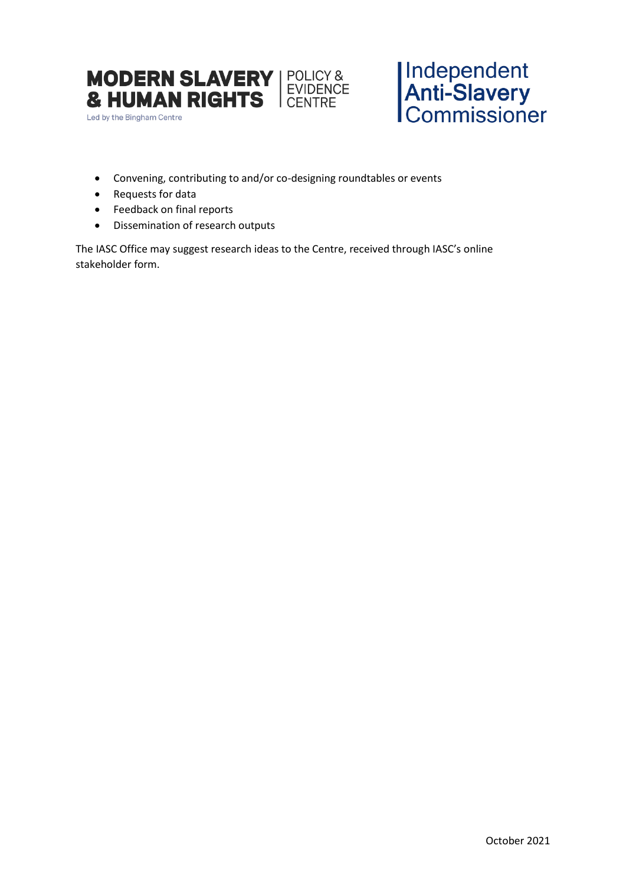- Convening, contributing to and/or co-designing roundtables or events
- Requests for data
- Feedback on final reports
- Dissemination of research outputs

The IASC Office may suggest research ideas to the Centre, received through IASC's online stakeholder form.

October 2021